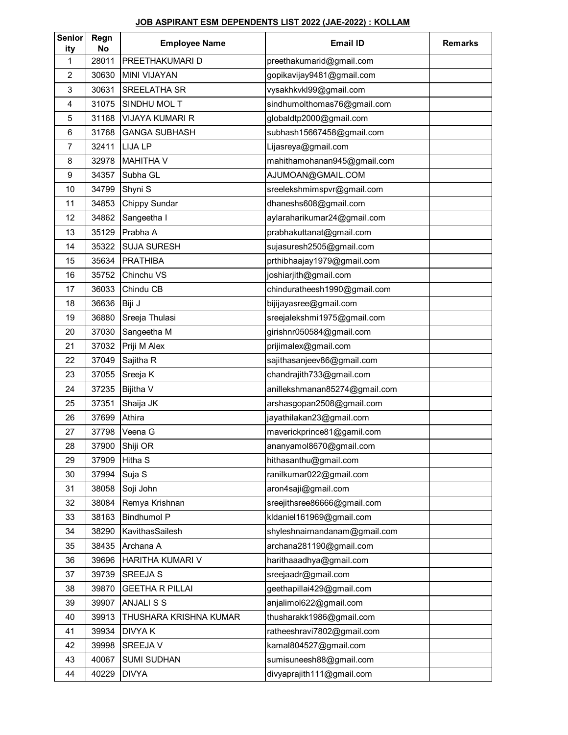**JOB ASPIRANT ESM DEPENDENTS LIST 2022 (JAE-2022) : KOLLAM**

| Seniority | Regn No | Employee Name | Email ID | Remarks |
|---|---|---|---|---|
| 1 | 28011 | PREETHAKUMARI D | preethakumarid@gmail.com | |
| 2 | 30630 | MINI VIJAYAN | gopikavijay9481@gmail.com | |
| 3 | 30631 | SREELATHA SR | vysakhkvkl99@gmail.com | |
| 4 | 31075 | SINDHU MOL T | sindhumolthomas76@gmail.com | |
| 5 | 31168 | VIJAYA KUMARI R | globaldtp2000@gmail.com | |
| 6 | 31768 | GANGA SUBHASH | subhash15667458@gmail.com | |
| 7 | 32411 | LIJA LP | Lijasreya@gmail.com | |
| 8 | 32978 | MAHITHA V | mahithamohanan945@gmail.com | |
| 9 | 34357 | Subha GL | AJUMOAN@GMAIL.COM | |
| 10 | 34799 | Shyni S | sreelekshmimspvr@gmail.com | |
| 11 | 34853 | Chippy Sundar | dhaneshs608@gmail.com | |
| 12 | 34862 | Sangeetha I | aylaraharikumar24@gmail.com | |
| 13 | 35129 | Prabha A | prabhakuttanat@gmail.com | |
| 14 | 35322 | SUJA SURESH | sujasuresh2505@gmail.com | |
| 15 | 35634 | PRATHIBA | prthibhaajay1979@gmail.com | |
| 16 | 35752 | Chinchu VS | joshiarjith@gmail.com | |
| 17 | 36033 | Chindu CB | chinduratheesh1990@gmail.com | |
| 18 | 36636 | Biji J | bijijayasree@gmail.com | |
| 19 | 36880 | Sreeja Thulasi | sreejalekshmi1975@gmail.com | |
| 20 | 37030 | Sangeetha M | girishnr050584@gmail.com | |
| 21 | 37032 | Priji M Alex | prijimalex@gmail.com | |
| 22 | 37049 | Sajitha R | sajithasanjeev86@gmail.com | |
| 23 | 37055 | Sreeja K | chandrajith733@gmail.com | |
| 24 | 37235 | Bijitha V | anillekshmanan85274@gmail.com | |
| 25 | 37351 | Shaija JK | arshasgopan2508@gmail.com | |
| 26 | 37699 | Athira | jayathilakan23@gmail.com | |
| 27 | 37798 | Veena G | maverickprince81@gamil.com | |
| 28 | 37900 | Shiji OR | ananyamol8670@gmail.com | |
| 29 | 37909 | Hitha S | hithasanthu@gmail.com | |
| 30 | 37994 | Suja S | ranilkumar022@gmail.com | |
| 31 | 38058 | Soji John | aron4saji@gmail.com | |
| 32 | 38084 | Remya Krishnan | sreejithsree86666@gmail.com | |
| 33 | 38163 | Bindhumol P | kldaniel161969@gmail.com | |
| 34 | 38290 | KavithasSailesh | shyleshnairnandanam@gmail.com | |
| 35 | 38435 | Archana A | archana281190@gmail.com | |
| 36 | 39696 | HARITHA KUMARI V | harithaaadhya@gmail.com | |
| 37 | 39739 | SREEJA S | sreejaadr@gmail.com | |
| 38 | 39870 | GEETHA R PILLAI | geethapillai429@gmail.com | |
| 39 | 39907 | ANJALI S S | anjalimol622@gmail.com | |
| 40 | 39913 | THUSHARA KRISHNA KUMAR | thusharakk1986@gmail.com | |
| 41 | 39934 | DIVYA K | ratheeshravi7802@gmail.com | |
| 42 | 39998 | SREEJA V | kamal804527@gmail.com | |
| 43 | 40067 | SUMI SUDHAN | sumisuneesh88@gmail.com | |
| 44 | 40229 | DIVYA | divyaprajith111@gmail.com | |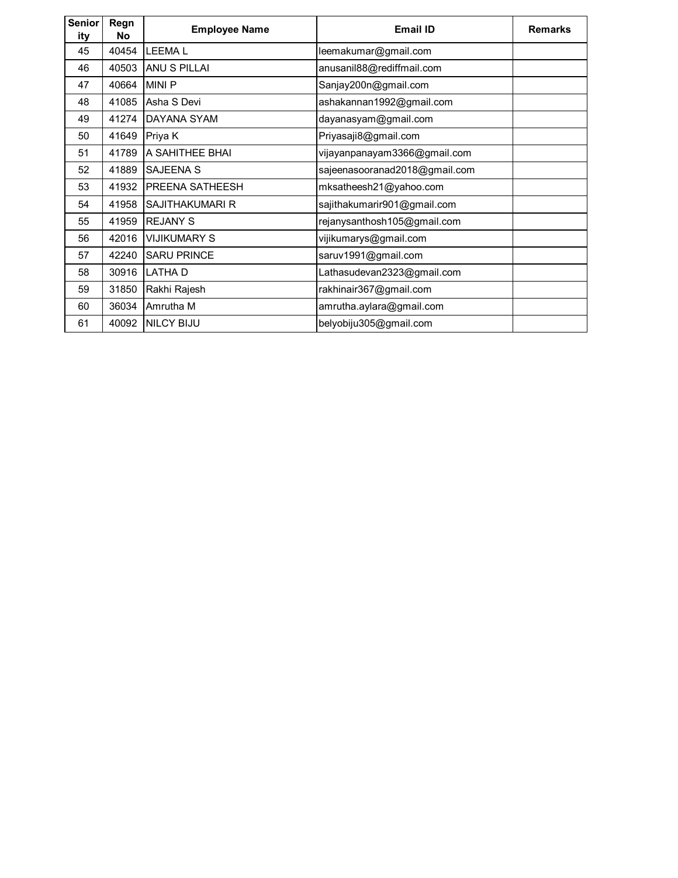| Seniority | Regn No | Employee Name | Email ID | Remarks |
| --- | --- | --- | --- | --- |
| 45 | 40454 | LEEMA L | leemakumar@gmail.com | |
| 46 | 40503 | ANU S PILLAI | anusanil88@rediffmail.com | |
| 47 | 40664 | MINI P | Sanjay200n@gmail.com | |
| 48 | 41085 | Asha S Devi | ashakannan1992@gmail.com | |
| 49 | 41274 | DAYANA SYAM | dayanasyam@gmail.com | |
| 50 | 41649 | Priya K | Priyasaji8@gmail.com | |
| 51 | 41789 | A SAHITHEE BHAI | vijayanpanayam3366@gmail.com | |
| 52 | 41889 | SAJEENA S | sajeenasooranad2018@gmail.com | |
| 53 | 41932 | PREENA SATHEESH | mksatheesh21@yahoo.com | |
| 54 | 41958 | SAJITHAKUMARI R | sajithakumarir901@gmail.com | |
| 55 | 41959 | REJANY S | rejanysanthosh105@gmail.com | |
| 56 | 42016 | VIJIKUMARY S | vijikumarys@gmail.com | |
| 57 | 42240 | SARU PRINCE | saruv1991@gmail.com | |
| 58 | 30916 | LATHA D | Lathasudevan2323@gmail.com | |
| 59 | 31850 | Rakhi Rajesh | rakhinair367@gmail.com | |
| 60 | 36034 | Amrutha M | amrutha.aylara@gmail.com | |
| 61 | 40092 | NILCY BIJU | belyobiju305@gmail.com | |